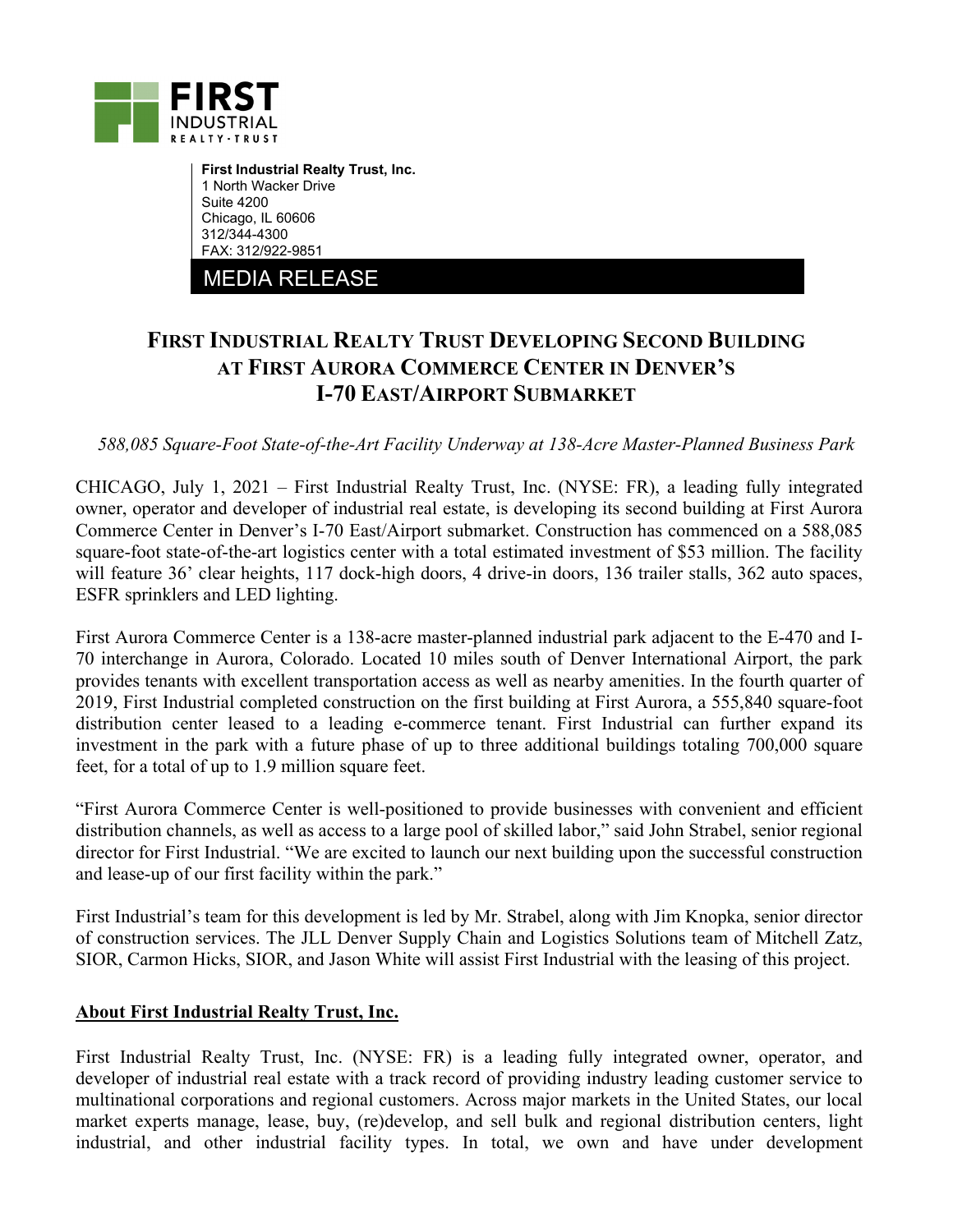**First Industrial Realty Trust, Inc.**
1 North Wacker Drive
Suite 4200
Chicago, IL 60606
312/344-4300
FAX: 312/922-9851

MEDIA RELEASE

# FIRST INDUSTRIAL REALTY TRUST DEVELOPING SECOND BUILDING AT FIRST AURORA COMMERCE CENTER IN DENVER'S I-70 EAST/AIRPORT SUBMARKET

*588,085 Square-Foot State-of-the-Art Facility Underway at 138-Acre Master-Planned Business Park*

CHICAGO, July 1, 2021 – First Industrial Realty Trust, Inc. (NYSE: FR), a leading fully integrated owner, operator and developer of industrial real estate, is developing its second building at First Aurora Commerce Center in Denver's I-70 East/Airport submarket. Construction has commenced on a 588,085 square-foot state-of-the-art logistics center with a total estimated investment of $53 million. The facility will feature 36' clear heights, 117 dock-high doors, 4 drive-in doors, 136 trailer stalls, 362 auto spaces, ESFR sprinklers and LED lighting.

First Aurora Commerce Center is a 138-acre master-planned industrial park adjacent to the E-470 and I-70 interchange in Aurora, Colorado. Located 10 miles south of Denver International Airport, the park provides tenants with excellent transportation access as well as nearby amenities. In the fourth quarter of 2019, First Industrial completed construction on the first building at First Aurora, a 555,840 square-foot distribution center leased to a leading e-commerce tenant. First Industrial can further expand its investment in the park with a future phase of up to three additional buildings totaling 700,000 square feet, for a total of up to 1.9 million square feet.

"First Aurora Commerce Center is well-positioned to provide businesses with convenient and efficient distribution channels, as well as access to a large pool of skilled labor," said John Strabel, senior regional director for First Industrial. "We are excited to launch our next building upon the successful construction and lease-up of our first facility within the park."

First Industrial's team for this development is led by Mr. Strabel, along with Jim Knopka, senior director of construction services. The JLL Denver Supply Chain and Logistics Solutions team of Mitchell Zatz, SIOR, Carmon Hicks, SIOR, and Jason White will assist First Industrial with the leasing of this project.

## About First Industrial Realty Trust, Inc.

First Industrial Realty Trust, Inc. (NYSE: FR) is a leading fully integrated owner, operator, and developer of industrial real estate with a track record of providing industry leading customer service to multinational corporations and regional customers. Across major markets in the United States, our local market experts manage, lease, buy, (re)develop, and sell bulk and regional distribution centers, light industrial, and other industrial facility types. In total, we own and have under development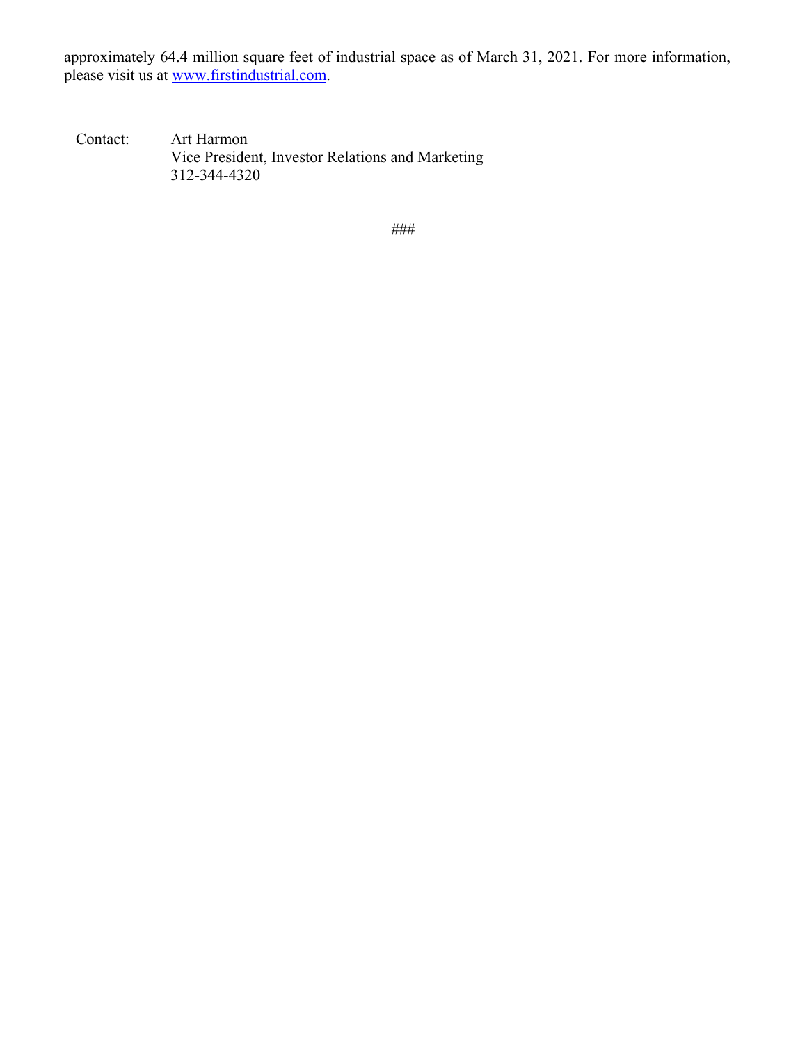approximately 64.4 million square feet of industrial space as of March 31, 2021. For more information, please visit us at [www.firstindustrial.com](http://www.firstindustrial.com).

Contact: Art Harmon
Vice President, Investor Relations and Marketing
312-344-4320

###